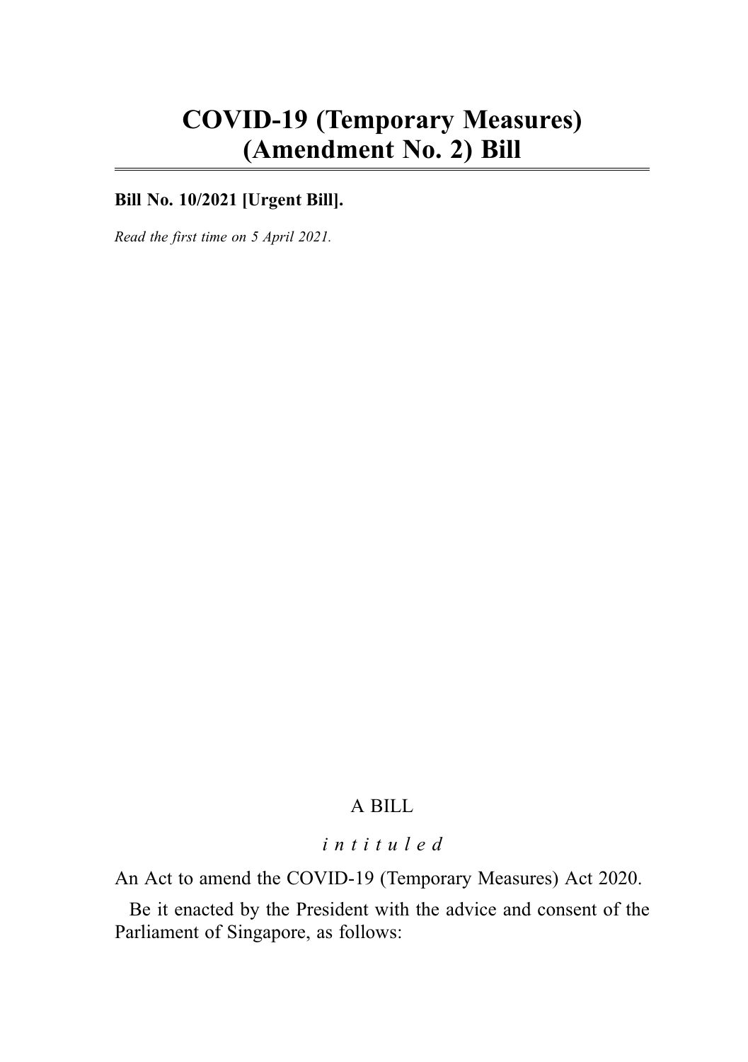# COVID-19 (Temporary Measures) (Amendment No. 2) Bill

**Bill No. 10/2021 [Urgent Bill].**

*Read the first time on 5 April 2021.*

A BILL

*intituled*

An Act to amend the COVID-19 (Temporary Measures) Act 2020.

Be it enacted by the President with the advice and consent of the Parliament of Singapore, as follows: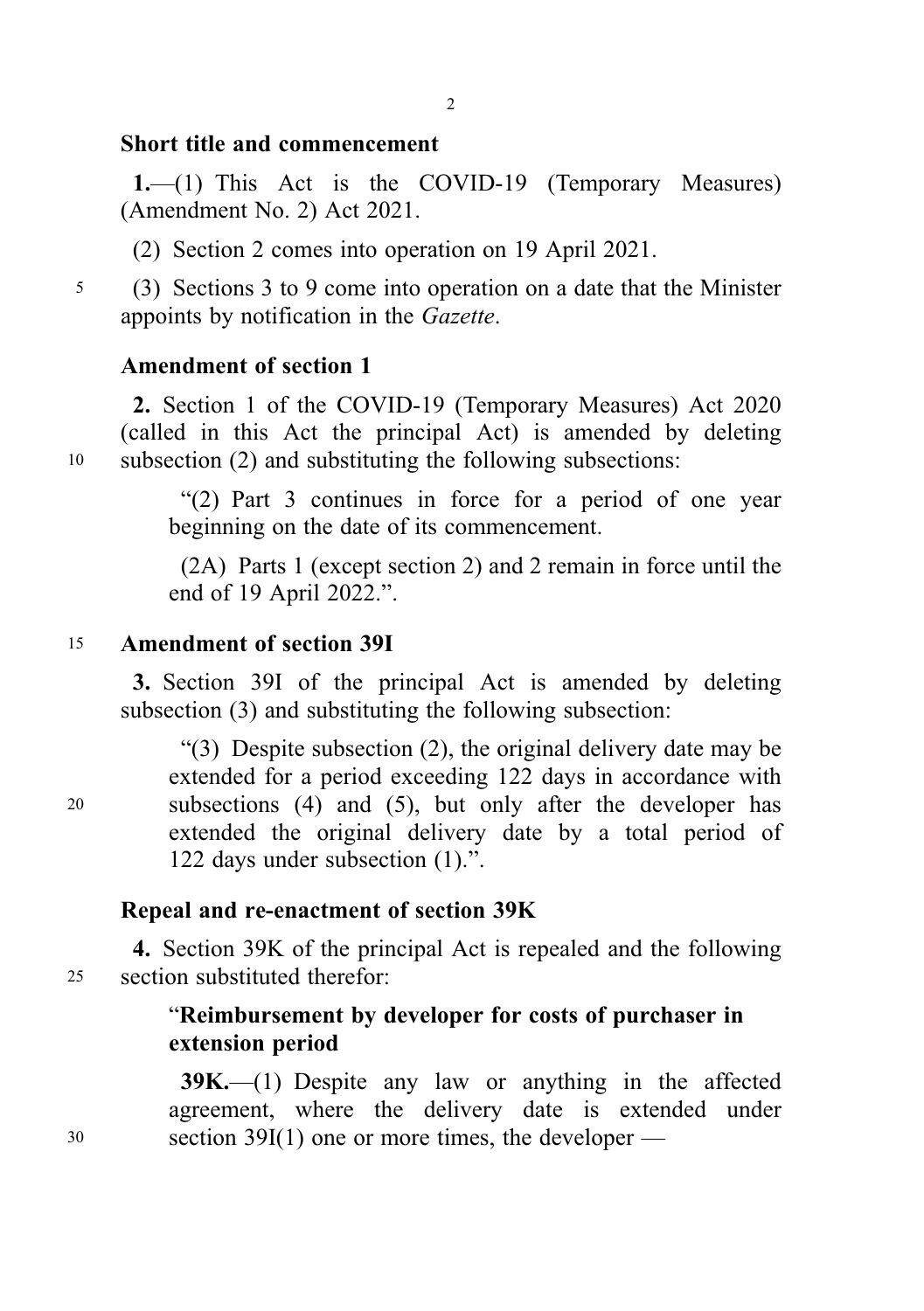**Short title and commencement**

**1.**—(1) This Act is the COVID-19 (Temporary Measures) (Amendment No. 2) Act 2021.

(2) Section 2 comes into operation on 19 April 2021.

(3) Sections 3 to 9 come into operation on a date that the Minister appoints by notification in the *Gazette*.

**Amendment of section 1**

**2.** Section 1 of the COVID-19 (Temporary Measures) Act 2020 (called in this Act the principal Act) is amended by deleting subsection (2) and substituting the following subsections:

> "(2) Part 3 continues in force for a period of one year beginning on the date of its commencement.
>
> (2A) Parts 1 (except section 2) and 2 remain in force until the end of 19 April 2022.".

**Amendment of section 39I**

**3.** Section 39I of the principal Act is amended by deleting subsection (3) and substituting the following subsection:

> "(3) Despite subsection (2), the original delivery date may be extended for a period exceeding 122 days in accordance with subsections (4) and (5), but only after the developer has extended the original delivery date by a total period of 122 days under subsection (1).".

**Repeal and re-enactment of section 39K**

**4.** Section 39K of the principal Act is repealed and the following section substituted therefor:

> "**Reimbursement by developer for costs of purchaser in extension period**
>
> **39K.**—(1) Despite any law or anything in the affected agreement, where the delivery date is extended under section 39I(1) one or more times, the developer —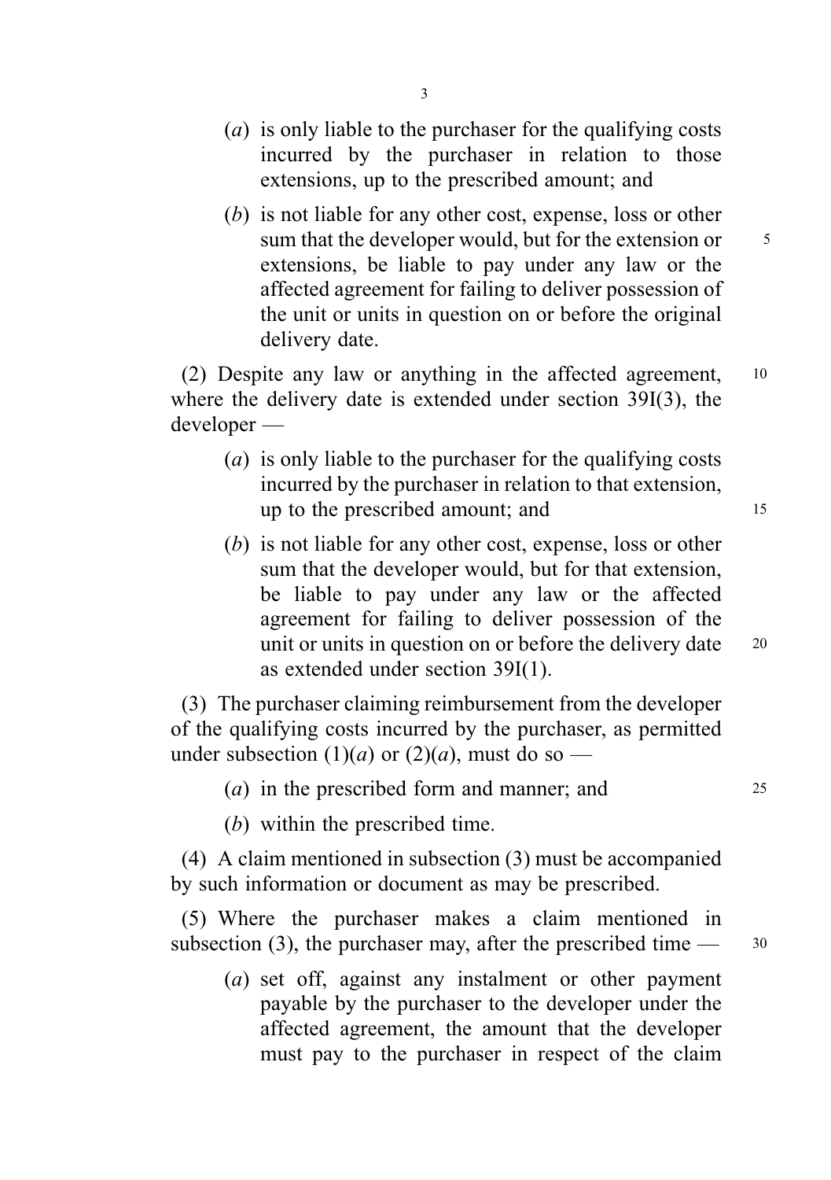(*a*) is only liable to the purchaser for the qualifying costs incurred by the purchaser in relation to those extensions, up to the prescribed amount; and

(*b*) is not liable for any other cost, expense, loss or other sum that the developer would, but for the extension or extensions, be liable to pay under any law or the affected agreement for failing to deliver possession of the unit or units in question on or before the original delivery date.

(2) Despite any law or anything in the affected agreement, where the delivery date is extended under section 39I(3), the developer —

(*a*) is only liable to the purchaser for the qualifying costs incurred by the purchaser in relation to that extension, up to the prescribed amount; and

(*b*) is not liable for any other cost, expense, loss or other sum that the developer would, but for that extension, be liable to pay under any law or the affected agreement for failing to deliver possession of the unit or units in question on or before the delivery date as extended under section 39I(1).

(3) The purchaser claiming reimbursement from the developer of the qualifying costs incurred by the purchaser, as permitted under subsection (1)(*a*) or (2)(*a*), must do so —

(*a*) in the prescribed form and manner; and

(*b*) within the prescribed time.

(4) A claim mentioned in subsection (3) must be accompanied by such information or document as may be prescribed.

(5) Where the purchaser makes a claim mentioned in subsection (3), the purchaser may, after the prescribed time —

(*a*) set off, against any instalment or other payment payable by the purchaser to the developer under the affected agreement, the amount that the developer must pay to the purchaser in respect of the claim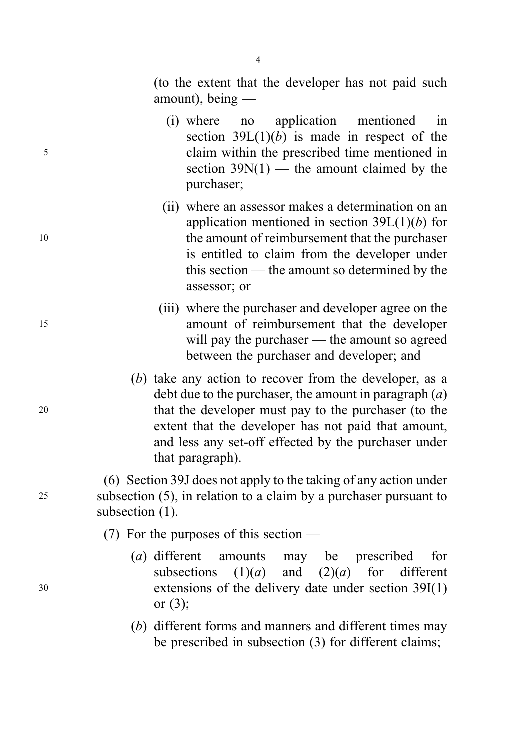(to the extent that the developer has not paid such amount), being —

(i) where no application mentioned in section 39L(1)(*b*) is made in respect of the claim within the prescribed time mentioned in section 39N(1) — the amount claimed by the purchaser;

(ii) where an assessor makes a determination on an application mentioned in section 39L(1)(*b*) for the amount of reimbursement that the purchaser is entitled to claim from the developer under this section — the amount so determined by the assessor; or

(iii) where the purchaser and developer agree on the amount of reimbursement that the developer will pay the purchaser — the amount so agreed between the purchaser and developer; and

(*b*) take any action to recover from the developer, as a debt due to the purchaser, the amount in paragraph (*a*) that the developer must pay to the purchaser (to the extent that the developer has not paid that amount, and less any set-off effected by the purchaser under that paragraph).

(6) Section 39J does not apply to the taking of any action under subsection (5), in relation to a claim by a purchaser pursuant to subsection (1).

(7) For the purposes of this section —

(*a*) different amounts may be prescribed for subsections (1)(*a*) and (2)(*a*) for different extensions of the delivery date under section 39I(1) or (3);

(*b*) different forms and manners and different times may be prescribed in subsection (3) for different claims;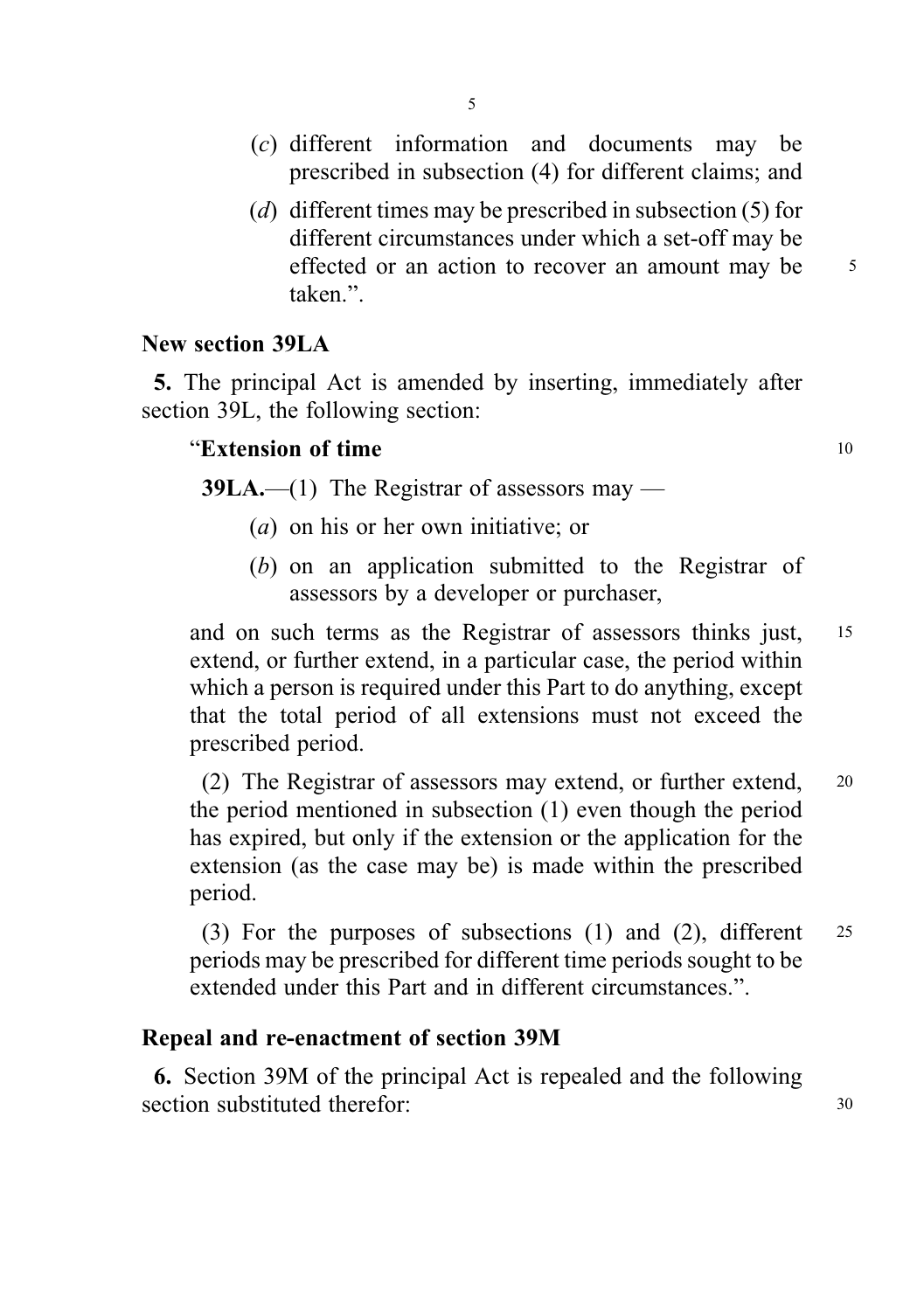(*c*) different information and documents may be prescribed in subsection (4) for different claims; and

(*d*) different times may be prescribed in subsection (5) for different circumstances under which a set-off may be effected or an action to recover an amount may be taken.".

**New section 39LA**

**5.** The principal Act is amended by inserting, immediately after section 39L, the following section:

"**Extension of time**

**39LA.**—(1) The Registrar of assessors may —

(*a*) on his or her own initiative; or

(*b*) on an application submitted to the Registrar of assessors by a developer or purchaser,

and on such terms as the Registrar of assessors thinks just, extend, or further extend, in a particular case, the period within which a person is required under this Part to do anything, except that the total period of all extensions must not exceed the prescribed period.

(2) The Registrar of assessors may extend, or further extend, the period mentioned in subsection (1) even though the period has expired, but only if the extension or the application for the extension (as the case may be) is made within the prescribed period.

(3) For the purposes of subsections (1) and (2), different periods may be prescribed for different time periods sought to be extended under this Part and in different circumstances.".

**Repeal and re-enactment of section 39M**

**6.** Section 39M of the principal Act is repealed and the following section substituted therefor: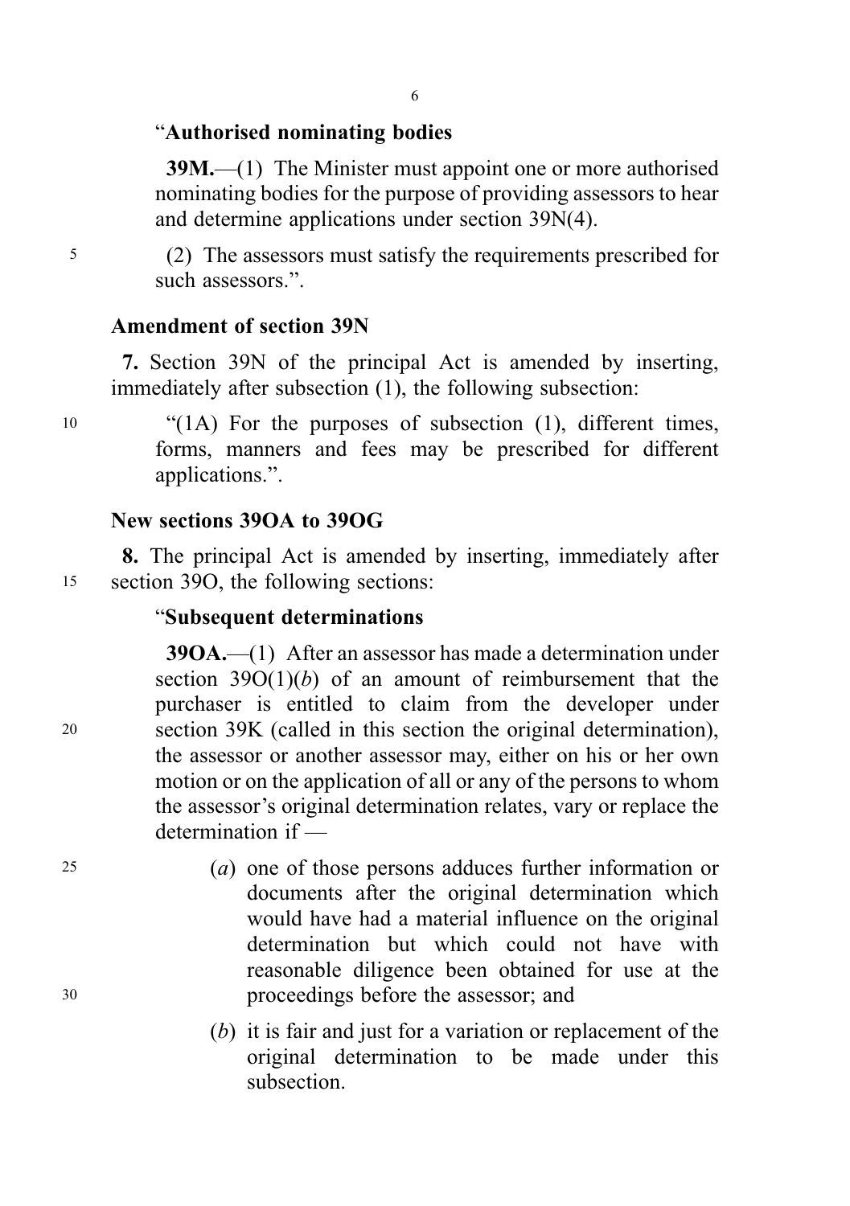"**Authorised nominating bodies**

**39M.**—(1) The Minister must appoint one or more authorised nominating bodies for the purpose of providing assessors to hear and determine applications under section 39N(4).

(2) The assessors must satisfy the requirements prescribed for such assessors.".

### Amendment of section 39N

**7.** Section 39N of the principal Act is amended by inserting, immediately after subsection (1), the following subsection:

"(1A) For the purposes of subsection (1), different times, forms, manners and fees may be prescribed for different applications.".

### New sections 39OA to 39OG

**8.** The principal Act is amended by inserting, immediately after section 39O, the following sections:

"**Subsequent determinations**

**39OA.**—(1) After an assessor has made a determination under section 39O(1)(*b*) of an amount of reimbursement that the purchaser is entitled to claim from the developer under section 39K (called in this section the original determination), the assessor or another assessor may, either on his or her own motion or on the application of all or any of the persons to whom the assessor's original determination relates, vary or replace the determination if —

(*a*) one of those persons adduces further information or documents after the original determination which would have had a material influence on the original determination but which could not have with reasonable diligence been obtained for use at the proceedings before the assessor; and

(*b*) it is fair and just for a variation or replacement of the original determination to be made under this subsection.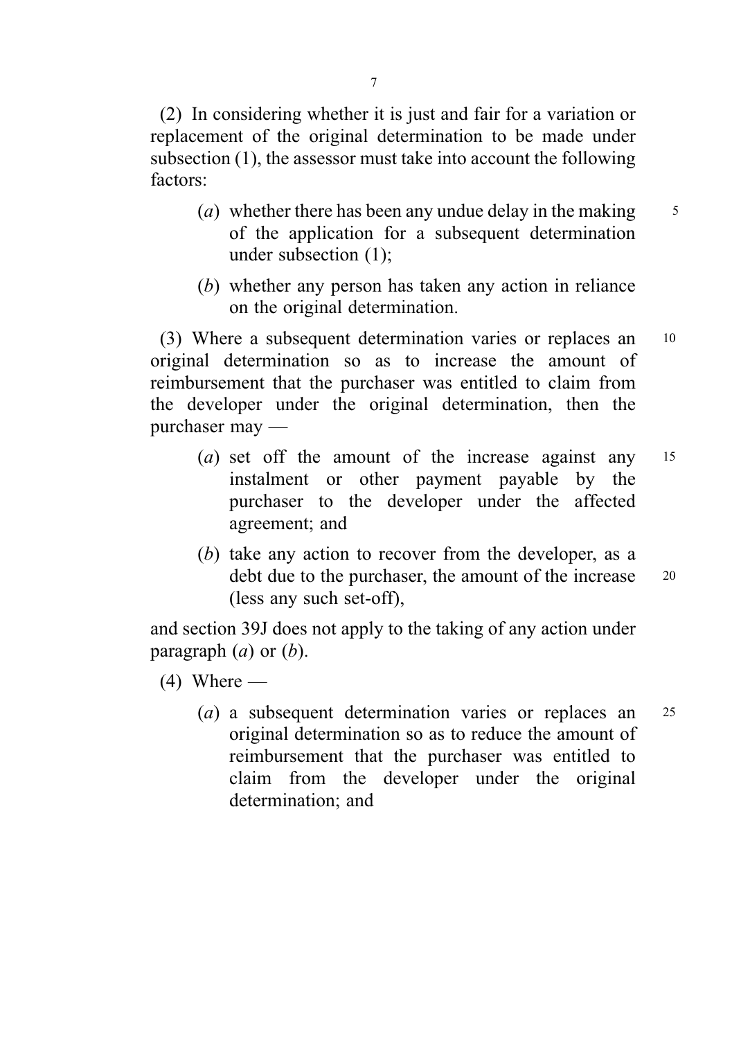(2) In considering whether it is just and fair for a variation or replacement of the original determination to be made under subsection (1), the assessor must take into account the following factors:

- (*a*) whether there has been any undue delay in the making of the application for a subsequent determination under subsection (1);
- (*b*) whether any person has taken any action in reliance on the original determination.

(3) Where a subsequent determination varies or replaces an original determination so as to increase the amount of reimbursement that the purchaser was entitled to claim from the developer under the original determination, then the purchaser may —

- (*a*) set off the amount of the increase against any instalment or other payment payable by the purchaser to the developer under the affected agreement; and
- (*b*) take any action to recover from the developer, as a debt due to the purchaser, the amount of the increase (less any such set-off),

and section 39J does not apply to the taking of any action under paragraph (*a*) or (*b*).

(4) Where —

- (*a*) a subsequent determination varies or replaces an original determination so as to reduce the amount of reimbursement that the purchaser was entitled to claim from the developer under the original determination; and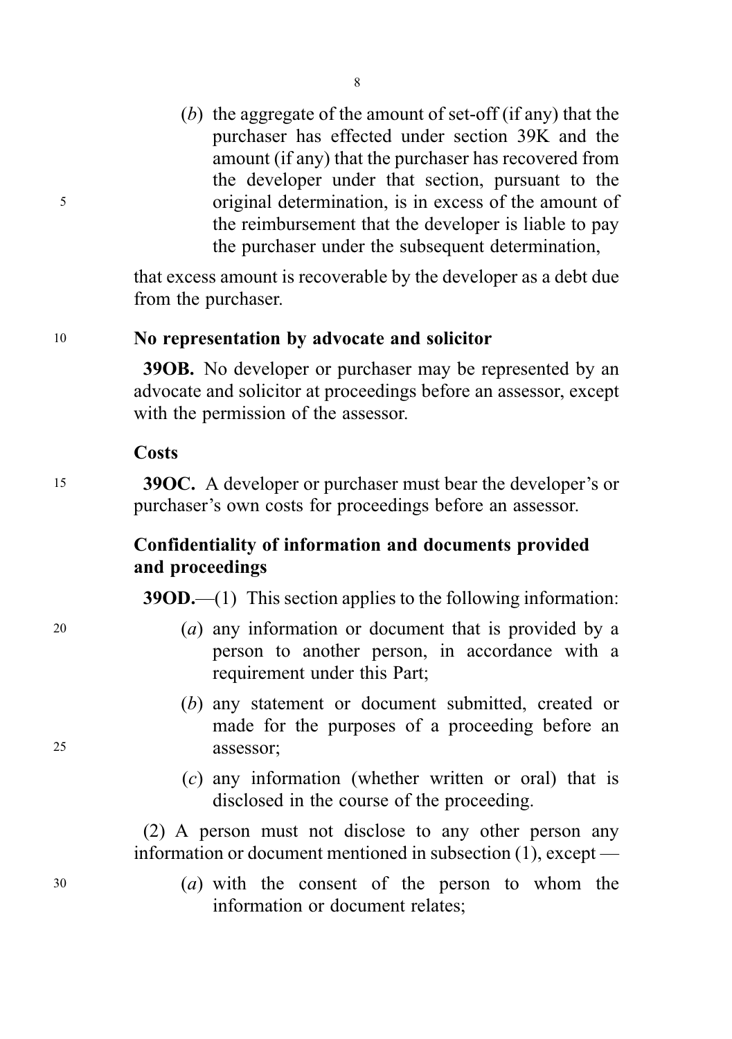(*b*) the aggregate of the amount of set-off (if any) that the purchaser has effected under section 39K and the amount (if any) that the purchaser has recovered from the developer under that section, pursuant to the original determination, is in excess of the amount of the reimbursement that the developer is liable to pay the purchaser under the subsequent determination,

that excess amount is recoverable by the developer as a debt due from the purchaser.

**No representation by advocate and solicitor**

**39OB.** No developer or purchaser may be represented by an advocate and solicitor at proceedings before an assessor, except with the permission of the assessor.

**Costs**

**39OC.** A developer or purchaser must bear the developer's or purchaser's own costs for proceedings before an assessor.

**Confidentiality of information and documents provided and proceedings**

**39OD.**—(1) This section applies to the following information:

(*a*) any information or document that is provided by a person to another person, in accordance with a requirement under this Part;

(*b*) any statement or document submitted, created or made for the purposes of a proceeding before an assessor;

(*c*) any information (whether written or oral) that is disclosed in the course of the proceeding.

(2) A person must not disclose to any other person any information or document mentioned in subsection (1), except —

(*a*) with the consent of the person to whom the information or document relates;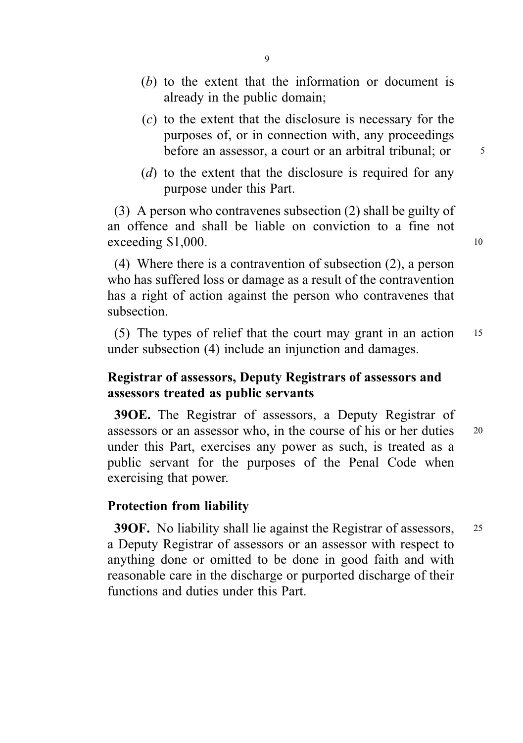(*b*) to the extent that the information or document is already in the public domain;

(*c*) to the extent that the disclosure is necessary for the purposes of, or in connection with, any proceedings before an assessor, a court or an arbitral tribunal; or

(*d*) to the extent that the disclosure is required for any purpose under this Part.

(3) A person who contravenes subsection (2) shall be guilty of an offence and shall be liable on conviction to a fine not exceeding $1,000.

(4) Where there is a contravention of subsection (2), a person who has suffered loss or damage as a result of the contravention has a right of action against the person who contravenes that subsection.

(5) The types of relief that the court may grant in an action under subsection (4) include an injunction and damages.

**Registrar of assessors, Deputy Registrars of assessors and assessors treated as public servants**

**39OE.** The Registrar of assessors, a Deputy Registrar of assessors or an assessor who, in the course of his or her duties under this Part, exercises any power as such, is treated as a public servant for the purposes of the Penal Code when exercising that power.

**Protection from liability**

**39OF.** No liability shall lie against the Registrar of assessors, a Deputy Registrar of assessors or an assessor with respect to anything done or omitted to be done in good faith and with reasonable care in the discharge or purported discharge of their functions and duties under this Part.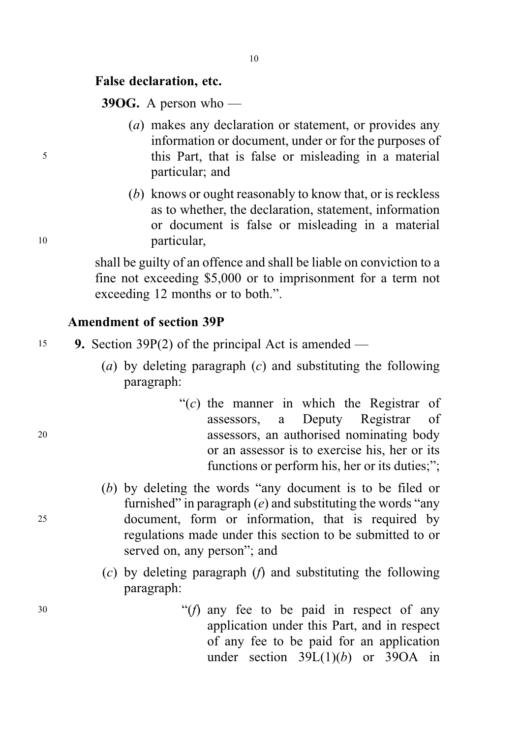**False declaration, etc.**

**39OG.** A person who —

(*a*) makes any declaration or statement, or provides any information or document, under or for the purposes of this Part, that is false or misleading in a material particular; and

(*b*) knows or ought reasonably to know that, or is reckless as to whether, the declaration, statement, information or document is false or misleading in a material particular,

shall be guilty of an offence and shall be liable on conviction to a fine not exceeding $5,000 or to imprisonment for a term not exceeding 12 months or to both.".

**Amendment of section 39P**

**9.** Section 39P(2) of the principal Act is amended —

(*a*) by deleting paragraph (*c*) and substituting the following paragraph:

"(*c*) the manner in which the Registrar of assessors, a Deputy Registrar of assessors, an authorised nominating body or an assessor is to exercise his, her or its functions or perform his, her or its duties;";

(*b*) by deleting the words "any document is to be filed or furnished" in paragraph (*e*) and substituting the words "any document, form or information, that is required by regulations made under this section to be submitted to or served on, any person"; and

(*c*) by deleting paragraph (*f*) and substituting the following paragraph:

"(*f*) any fee to be paid in respect of any application under this Part, and in respect of any fee to be paid for an application under section 39L(1)(*b*) or 39OA in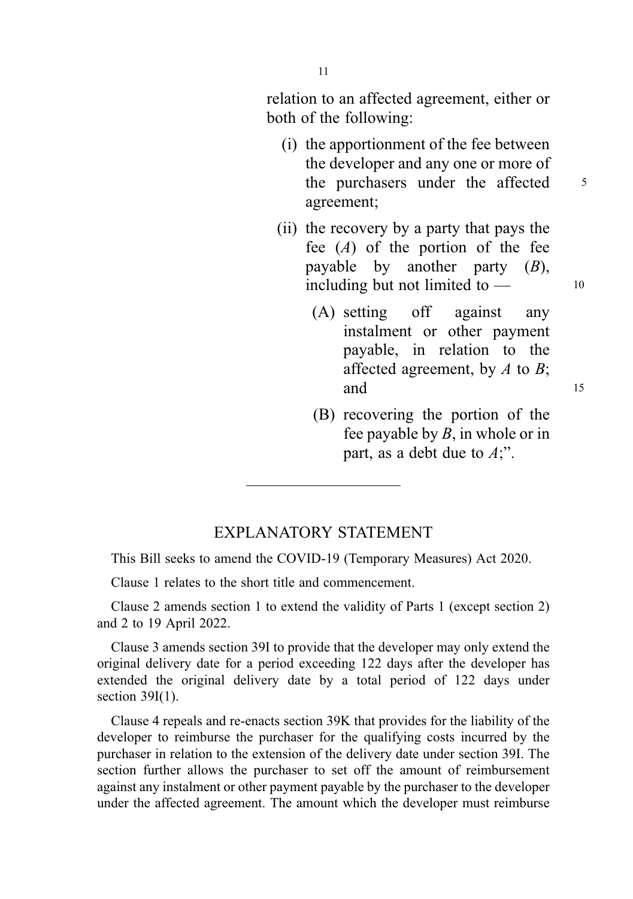relation to an affected agreement, either or both of the following:

(i) the apportionment of the fee between the developer and any one or more of the purchasers under the affected agreement;

(ii) the recovery by a party that pays the fee (*A*) of the portion of the fee payable by another party (*B*), including but not limited to —

(A) setting off against any instalment or other payment payable, in relation to the affected agreement, by *A* to *B*; and

(B) recovering the portion of the fee payable by *B*, in whole or in part, as a debt due to *A*;".

---

## EXPLANATORY STATEMENT

This Bill seeks to amend the COVID-19 (Temporary Measures) Act 2020.

Clause 1 relates to the short title and commencement.

Clause 2 amends section 1 to extend the validity of Parts 1 (except section 2) and 2 to 19 April 2022.

Clause 3 amends section 39I to provide that the developer may only extend the original delivery date for a period exceeding 122 days after the developer has extended the original delivery date by a total period of 122 days under section 39I(1).

Clause 4 repeals and re-enacts section 39K that provides for the liability of the developer to reimburse the purchaser for the qualifying costs incurred by the purchaser in relation to the extension of the delivery date under section 39I. The section further allows the purchaser to set off the amount of reimbursement against any instalment or other payment payable by the purchaser to the developer under the affected agreement. The amount which the developer must reimburse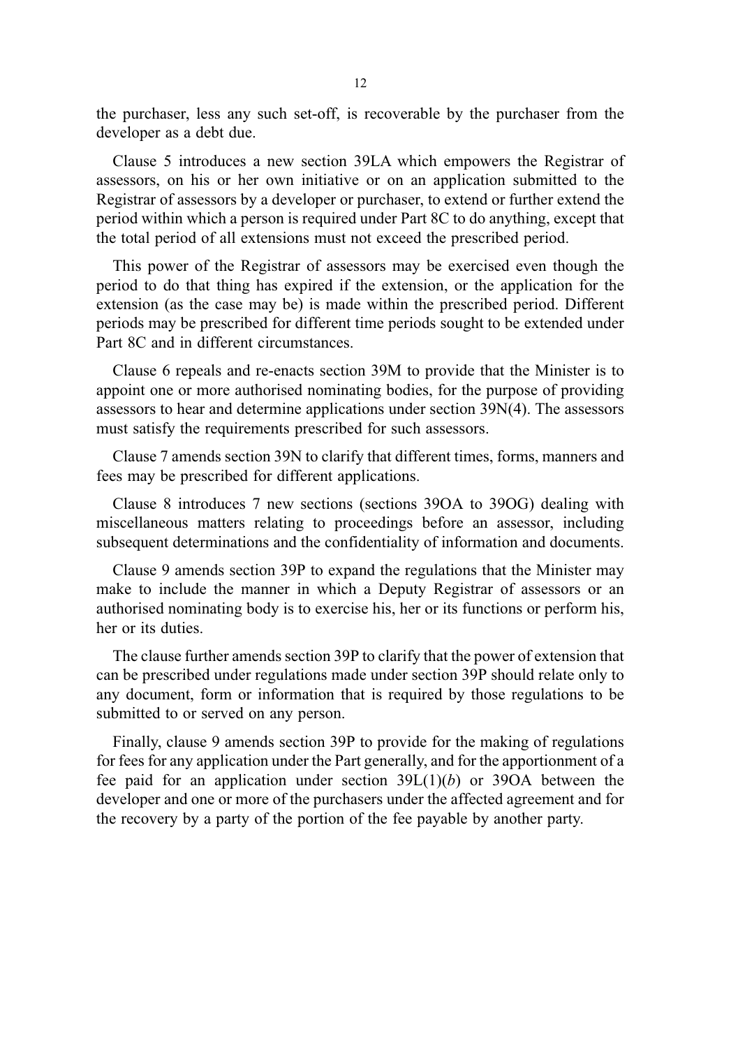the purchaser, less any such set-off, is recoverable by the purchaser from the developer as a debt due.

Clause 5 introduces a new section 39LA which empowers the Registrar of assessors, on his or her own initiative or on an application submitted to the Registrar of assessors by a developer or purchaser, to extend or further extend the period within which a person is required under Part 8C to do anything, except that the total period of all extensions must not exceed the prescribed period.

This power of the Registrar of assessors may be exercised even though the period to do that thing has expired if the extension, or the application for the extension (as the case may be) is made within the prescribed period. Different periods may be prescribed for different time periods sought to be extended under Part 8C and in different circumstances.

Clause 6 repeals and re-enacts section 39M to provide that the Minister is to appoint one or more authorised nominating bodies, for the purpose of providing assessors to hear and determine applications under section 39N(4). The assessors must satisfy the requirements prescribed for such assessors.

Clause 7 amends section 39N to clarify that different times, forms, manners and fees may be prescribed for different applications.

Clause 8 introduces 7 new sections (sections 39OA to 39OG) dealing with miscellaneous matters relating to proceedings before an assessor, including subsequent determinations and the confidentiality of information and documents.

Clause 9 amends section 39P to expand the regulations that the Minister may make to include the manner in which a Deputy Registrar of assessors or an authorised nominating body is to exercise his, her or its functions or perform his, her or its duties.

The clause further amends section 39P to clarify that the power of extension that can be prescribed under regulations made under section 39P should relate only to any document, form or information that is required by those regulations to be submitted to or served on any person.

Finally, clause 9 amends section 39P to provide for the making of regulations for fees for any application under the Part generally, and for the apportionment of a fee paid for an application under section 39L(1)(*b*) or 39OA between the developer and one or more of the purchasers under the affected agreement and for the recovery by a party of the portion of the fee payable by another party.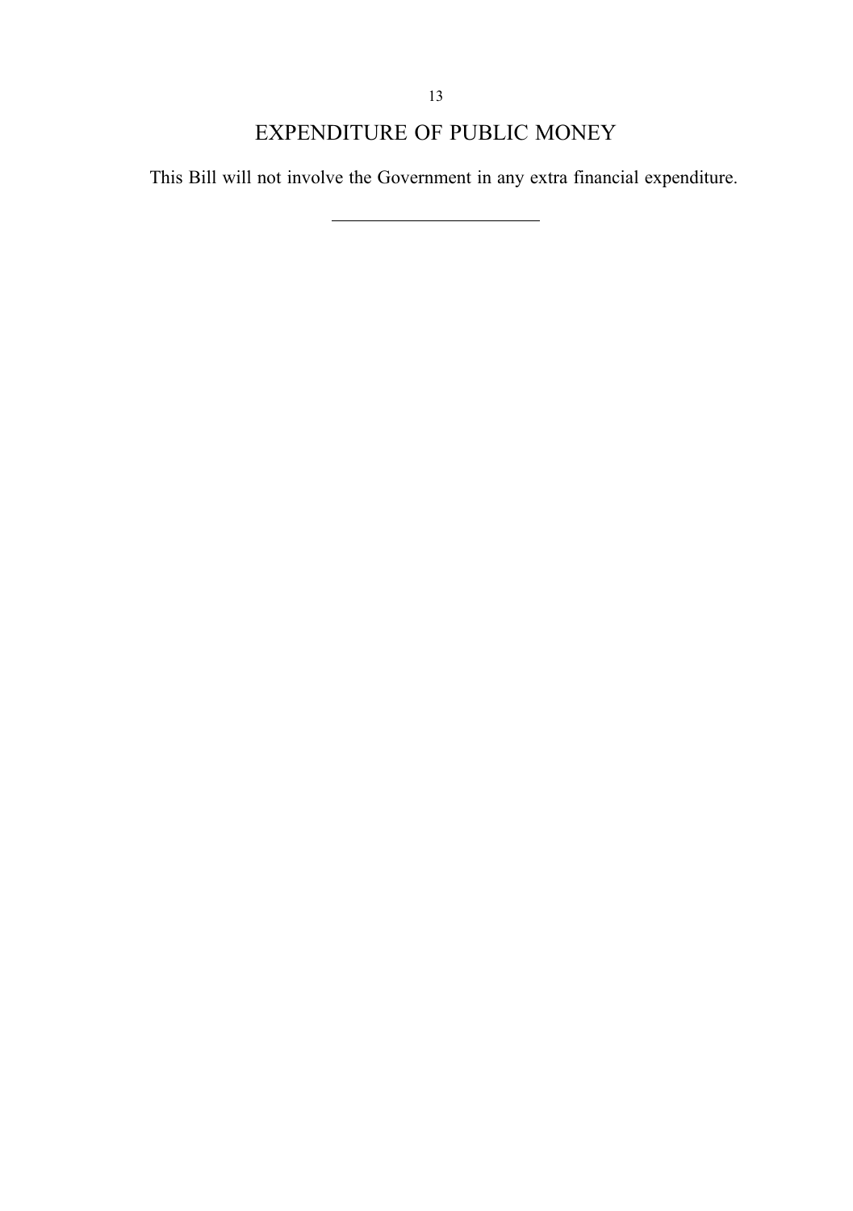# EXPENDITURE OF PUBLIC MONEY

This Bill will not involve the Government in any extra financial expenditure.